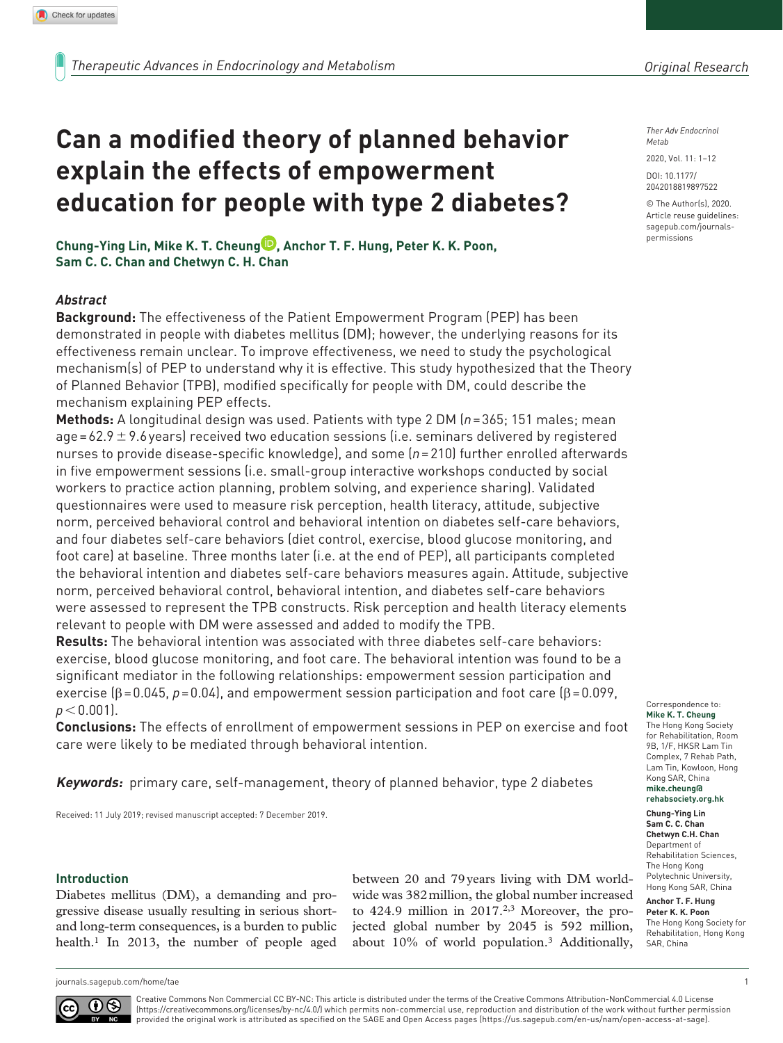# Can a modified theory of planned behavior explain the effects of empowerment education for people with type 2 diabetes?

**Chung-Ying Lin, Mike K. T. Cheung, Anchor T. F. Hung, Peter K. K. Poon, Sam C. C. Chan and Chetwyn C. H. Chan**

Ther Adv Endocrinol Metab

2020, Vol. 11: 1–12

DOI: 10.1177/2042018819897522

© The Author(s), 2020. Article reuse guidelines: sagepub.com/journals-permissions

## Abstract

**Background:** The effectiveness of the Patient Empowerment Program (PEP) has been demonstrated in people with diabetes mellitus (DM); however, the underlying reasons for its effectiveness remain unclear. To improve effectiveness, we need to study the psychological mechanism(s) of PEP to understand why it is effective. This study hypothesized that the Theory of Planned Behavior (TPB), modified specifically for people with DM, could describe the mechanism explaining PEP effects.

**Methods:** A longitudinal design was used. Patients with type 2 DM ($n = 365$; 151 males; mean age = 62.9 ± 9.6 years) received two education sessions (i.e. seminars delivered by registered nurses to provide disease-specific knowledge), and some ($n = 210$) further enrolled afterwards in five empowerment sessions (i.e. small-group interactive workshops conducted by social workers to practice action planning, problem solving, and experience sharing). Validated questionnaires were used to measure risk perception, health literacy, attitude, subjective norm, perceived behavioral control and behavioral intention on diabetes self-care behaviors, and four diabetes self-care behaviors (diet control, exercise, blood glucose monitoring, and foot care) at baseline. Three months later (i.e. at the end of PEP), all participants completed the behavioral intention and diabetes self-care behaviors measures again. Attitude, subjective norm, perceived behavioral control, behavioral intention, and diabetes self-care behaviors were assessed to represent the TPB constructs. Risk perception and health literacy elements relevant to people with DM were assessed and added to modify the TPB.

**Results:** The behavioral intention was associated with three diabetes self-care behaviors: exercise, blood glucose monitoring, and foot care. The behavioral intention was found to be a significant mediator in the following relationships: empowerment session participation and exercise ($\beta = 0.045$, $p = 0.04$), and empowerment session participation and foot care ($\beta = 0.099$, $p < 0.001$).

**Conclusions:** The effects of enrollment of empowerment sessions in PEP on exercise and foot care were likely to be mediated through behavioral intention.

***Keywords:*** primary care, self-management, theory of planned behavior, type 2 diabetes

Received: 11 July 2019; revised manuscript accepted: 7 December 2019.

Correspondence to:
**Mike K. T. Cheung**
The Hong Kong Society for Rehabilitation, Room 9B, 1/F, HKSR Lam Tin Complex, 7 Rehab Path, Lam Tin, Kowloon, Hong Kong SAR, China
**mike.cheung@rehabsociety.org.hk**

**Chung-Ying Lin**
**Sam C. C. Chan**
**Chetwyn C.H. Chan**
Department of Rehabilitation Sciences, The Hong Kong Polytechnic University, Hong Kong SAR, China

**Anchor T. F. Hung**
**Peter K. K. Poon**
The Hong Kong Society for Rehabilitation, Hong Kong SAR, China

## Introduction

Diabetes mellitus (DM), a demanding and progressive disease usually resulting in serious short- and long-term consequences, is a burden to public health.[1] In 2013, the number of people aged between 20 and 79 years living with DM worldwide was 382 million, the global number increased to 424.9 million in 2017.[2,3] Moreover, the projected global number by 2045 is 592 million, about 10% of world population.[3] Additionally,

Creative Commons Non Commercial CC BY-NC: This article is distributed under the terms of the Creative Commons Attribution-NonCommercial 4.0 License (https://creativecommons.org/licenses/by-nc/4.0/) which permits non-commercial use, reproduction and distribution of the work without further permission provided the original work is attributed as specified on the SAGE and Open Access pages (https://us.sagepub.com/en-us/nam/open-access-at-sage).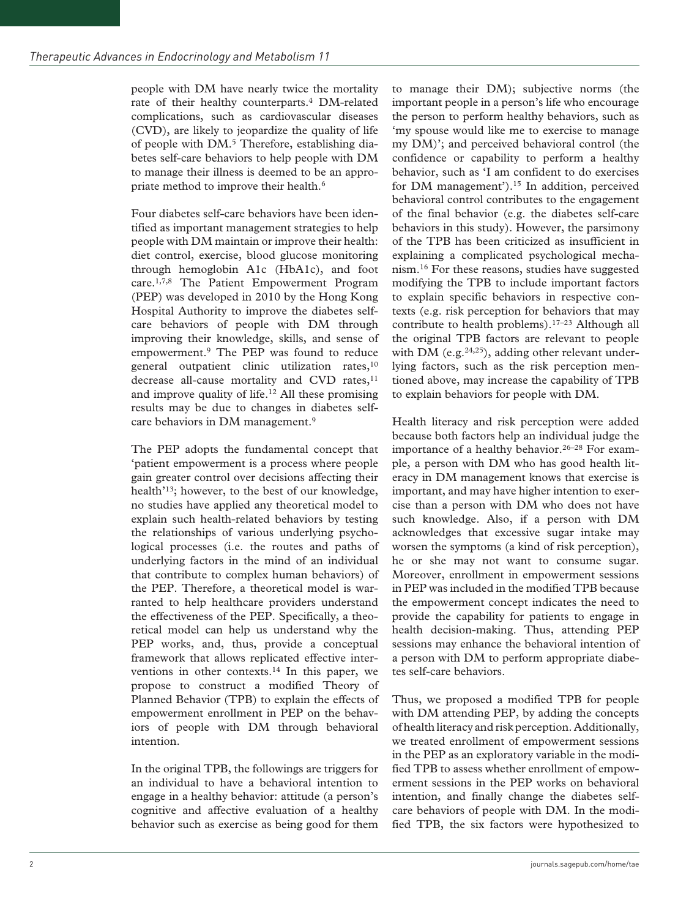people with DM have nearly twice the mortality rate of their healthy counterparts.[4] DM-related complications, such as cardiovascular diseases (CVD), are likely to jeopardize the quality of life of people with DM.[5] Therefore, establishing diabetes self-care behaviors to help people with DM to manage their illness is deemed to be an appropriate method to improve their health.[6]

Four diabetes self-care behaviors have been identified as important management strategies to help people with DM maintain or improve their health: diet control, exercise, blood glucose monitoring through hemoglobin A1c (HbA1c), and foot care.[1,7,8] The Patient Empowerment Program (PEP) was developed in 2010 by the Hong Kong Hospital Authority to improve the diabetes self-care behaviors of people with DM through improving their knowledge, skills, and sense of empowerment.[9] The PEP was found to reduce general outpatient clinic utilization rates,[10] decrease all-cause mortality and CVD rates,[11] and improve quality of life.[12] All these promising results may be due to changes in diabetes self-care behaviors in DM management.[9]

The PEP adopts the fundamental concept that 'patient empowerment is a process where people gain greater control over decisions affecting their health'[13]; however, to the best of our knowledge, no studies have applied any theoretical model to explain such health-related behaviors by testing the relationships of various underlying psychological processes (i.e. the routes and paths of underlying factors in the mind of an individual that contribute to complex human behaviors) of the PEP. Therefore, a theoretical model is warranted to help healthcare providers understand the effectiveness of the PEP. Specifically, a theoretical model can help us understand why the PEP works, and, thus, provide a conceptual framework that allows replicated effective interventions in other contexts.[14] In this paper, we propose to construct a modified Theory of Planned Behavior (TPB) to explain the effects of empowerment enrollment in PEP on the behaviors of people with DM through behavioral intention.

In the original TPB, the followings are triggers for an individual to have a behavioral intention to engage in a healthy behavior: attitude (a person's cognitive and affective evaluation of a healthy behavior such as exercise as being good for them to manage their DM); subjective norms (the important people in a person's life who encourage the person to perform healthy behaviors, such as 'my spouse would like me to exercise to manage my DM)'; and perceived behavioral control (the confidence or capability to perform a healthy behavior, such as 'I am confident to do exercises for DM management').[15] In addition, perceived behavioral control contributes to the engagement of the final behavior (e.g. the diabetes self-care behaviors in this study). However, the parsimony of the TPB has been criticized as insufficient in explaining a complicated psychological mechanism.[16] For these reasons, studies have suggested modifying the TPB to include important factors to explain specific behaviors in respective contexts (e.g. risk perception for behaviors that may contribute to health problems).[17–23] Although all the original TPB factors are relevant to people with DM (e.g.[24,25]), adding other relevant underlying factors, such as the risk perception mentioned above, may increase the capability of TPB to explain behaviors for people with DM.

Health literacy and risk perception were added because both factors help an individual judge the importance of a healthy behavior.[26–28] For example, a person with DM who has good health literacy in DM management knows that exercise is important, and may have higher intention to exercise than a person with DM who does not have such knowledge. Also, if a person with DM acknowledges that excessive sugar intake may worsen the symptoms (a kind of risk perception), he or she may not want to consume sugar. Moreover, enrollment in empowerment sessions in PEP was included in the modified TPB because the empowerment concept indicates the need to provide the capability for patients to engage in health decision-making. Thus, attending PEP sessions may enhance the behavioral intention of a person with DM to perform appropriate diabetes self-care behaviors.

Thus, we proposed a modified TPB for people with DM attending PEP, by adding the concepts of health literacy and risk perception. Additionally, we treated enrollment of empowerment sessions in the PEP as an exploratory variable in the modified TPB to assess whether enrollment of empowerment sessions in the PEP works on behavioral intention, and finally change the diabetes self-care behaviors of people with DM. In the modified TPB, the six factors were hypothesized to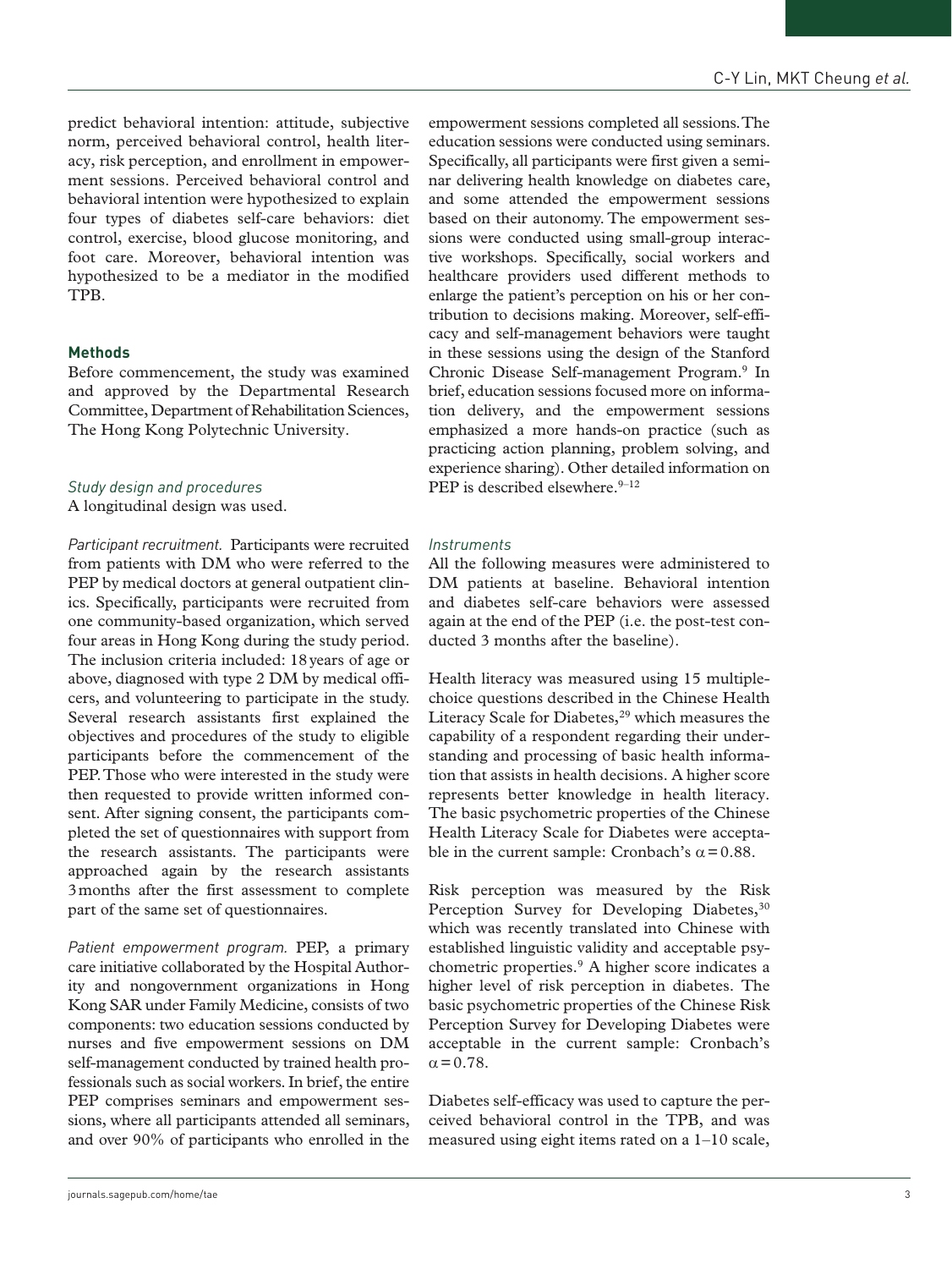predict behavioral intention: attitude, subjective norm, perceived behavioral control, health literacy, risk perception, and enrollment in empowerment sessions. Perceived behavioral control and behavioral intention were hypothesized to explain four types of diabetes self-care behaviors: diet control, exercise, blood glucose monitoring, and foot care. Moreover, behavioral intention was hypothesized to be a mediator in the modified TPB.

## Methods

Before commencement, the study was examined and approved by the Departmental Research Committee, Department of Rehabilitation Sciences, The Hong Kong Polytechnic University.

### *Study design and procedures*

A longitudinal design was used.

*Participant recruitment.* Participants were recruited from patients with DM who were referred to the PEP by medical doctors at general outpatient clinics. Specifically, participants were recruited from one community-based organization, which served four areas in Hong Kong during the study period. The inclusion criteria included: 18 years of age or above, diagnosed with type 2 DM by medical officers, and volunteering to participate in the study. Several research assistants first explained the objectives and procedures of the study to eligible participants before the commencement of the PEP. Those who were interested in the study were then requested to provide written informed consent. After signing consent, the participants completed the set of questionnaires with support from the research assistants. The participants were approached again by the research assistants 3 months after the first assessment to complete part of the same set of questionnaires.

*Patient empowerment program.* PEP, a primary care initiative collaborated by the Hospital Authority and nongovernment organizations in Hong Kong SAR under Family Medicine, consists of two components: two education sessions conducted by nurses and five empowerment sessions on DM self-management conducted by trained health professionals such as social workers. In brief, the entire PEP comprises seminars and empowerment sessions, where all participants attended all seminars, and over 90% of participants who enrolled in the empowerment sessions completed all sessions. The education sessions were conducted using seminars. Specifically, all participants were first given a seminar delivering health knowledge on diabetes care, and some attended the empowerment sessions based on their autonomy. The empowerment sessions were conducted using small-group interactive workshops. Specifically, social workers and healthcare providers used different methods to enlarge the patient's perception on his or her contribution to decisions making. Moreover, self-efficacy and self-management behaviors were taught in these sessions using the design of the Stanford Chronic Disease Self-management Program.[9] In brief, education sessions focused more on information delivery, and the empowerment sessions emphasized a more hands-on practice (such as practicing action planning, problem solving, and experience sharing). Other detailed information on PEP is described elsewhere.[9–12]

### *Instruments*

All the following measures were administered to DM patients at baseline. Behavioral intention and diabetes self-care behaviors were assessed again at the end of the PEP (i.e. the post-test conducted 3 months after the baseline).

Health literacy was measured using 15 multiple-choice questions described in the Chinese Health Literacy Scale for Diabetes,[29] which measures the capability of a respondent regarding their understanding and processing of basic health information that assists in health decisions. A higher score represents better knowledge in health literacy. The basic psychometric properties of the Chinese Health Literacy Scale for Diabetes were acceptable in the current sample: Cronbach's $\alpha = 0.88$.

Risk perception was measured by the Risk Perception Survey for Developing Diabetes,[30] which was recently translated into Chinese with established linguistic validity and acceptable psychometric properties.[9] A higher score indicates a higher level of risk perception in diabetes. The basic psychometric properties of the Chinese Risk Perception Survey for Developing Diabetes were acceptable in the current sample: Cronbach's $\alpha = 0.78$.

Diabetes self-efficacy was used to capture the perceived behavioral control in the TPB, and was measured using eight items rated on a 1–10 scale,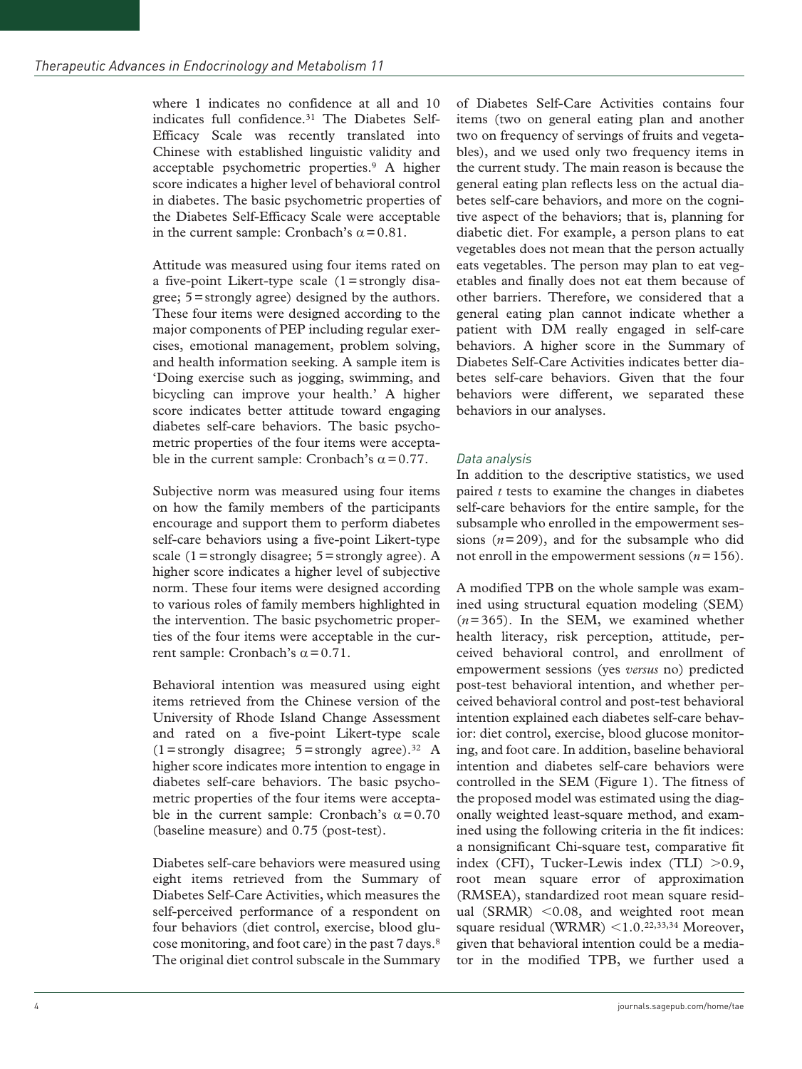where 1 indicates no confidence at all and 10 indicates full confidence.[31] The Diabetes Self-Efficacy Scale was recently translated into Chinese with established linguistic validity and acceptable psychometric properties.[9] A higher score indicates a higher level of behavioral control in diabetes. The basic psychometric properties of the Diabetes Self-Efficacy Scale were acceptable in the current sample: Cronbach's $\alpha = 0.81$.

Attitude was measured using four items rated on a five-point Likert-type scale (1 = strongly disagree; 5 = strongly agree) designed by the authors. These four items were designed according to the major components of PEP including regular exercises, emotional management, problem solving, and health information seeking. A sample item is 'Doing exercise such as jogging, swimming, and bicycling can improve your health.' A higher score indicates better attitude toward engaging diabetes self-care behaviors. The basic psychometric properties of the four items were acceptable in the current sample: Cronbach's $\alpha = 0.77$.

Subjective norm was measured using four items on how the family members of the participants encourage and support them to perform diabetes self-care behaviors using a five-point Likert-type scale (1 = strongly disagree; 5 = strongly agree). A higher score indicates a higher level of subjective norm. These four items were designed according to various roles of family members highlighted in the intervention. The basic psychometric properties of the four items were acceptable in the current sample: Cronbach's $\alpha = 0.71$.

Behavioral intention was measured using eight items retrieved from the Chinese version of the University of Rhode Island Change Assessment and rated on a five-point Likert-type scale (1 = strongly disagree; 5 = strongly agree).[32] A higher score indicates more intention to engage in diabetes self-care behaviors. The basic psychometric properties of the four items were acceptable in the current sample: Cronbach's $\alpha = 0.70$ (baseline measure) and 0.75 (post-test).

Diabetes self-care behaviors were measured using eight items retrieved from the Summary of Diabetes Self-Care Activities, which measures the self-perceived performance of a respondent on four behaviors (diet control, exercise, blood glucose monitoring, and foot care) in the past 7 days.[8] The original diet control subscale in the Summary of Diabetes Self-Care Activities contains four items (two on general eating plan and another two on frequency of servings of fruits and vegetables), and we used only two frequency items in the current study. The main reason is because the general eating plan reflects less on the actual diabetes self-care behaviors, and more on the cognitive aspect of the behaviors; that is, planning for diabetic diet. For example, a person plans to eat vegetables does not mean that the person actually eats vegetables. The person may plan to eat vegetables and finally does not eat them because of other barriers. Therefore, we considered that a general eating plan cannot indicate whether a patient with DM really engaged in self-care behaviors. A higher score in the Summary of Diabetes Self-Care Activities indicates better diabetes self-care behaviors. Given that the four behaviors were different, we separated these behaviors in our analyses.

### *Data analysis*

In addition to the descriptive statistics, we used paired *t* tests to examine the changes in diabetes self-care behaviors for the entire sample, for the subsample who enrolled in the empowerment sessions ($n = 209$), and for the subsample who did not enroll in the empowerment sessions ($n = 156$).

A modified TPB on the whole sample was examined using structural equation modeling (SEM) ($n = 365$). In the SEM, we examined whether health literacy, risk perception, attitude, perceived behavioral control, and enrollment of empowerment sessions (yes *versus* no) predicted post-test behavioral intention, and whether perceived behavioral control and post-test behavioral intention explained each diabetes self-care behavior: diet control, exercise, blood glucose monitoring, and foot care. In addition, baseline behavioral intention and diabetes self-care behaviors were controlled in the SEM (Figure 1). The fitness of the proposed model was estimated using the diagonally weighted least-square method, and examined using the following criteria in the fit indices: a nonsignificant Chi-square test, comparative fit index (CFI), Tucker-Lewis index (TLI) $>0.9$, root mean square error of approximation (RMSEA), standardized root mean square residual (SRMR) $<0.08$, and weighted root mean square residual (WRMR) $<1.0$.[22,33,34] Moreover, given that behavioral intention could be a mediator in the modified TPB, we further used a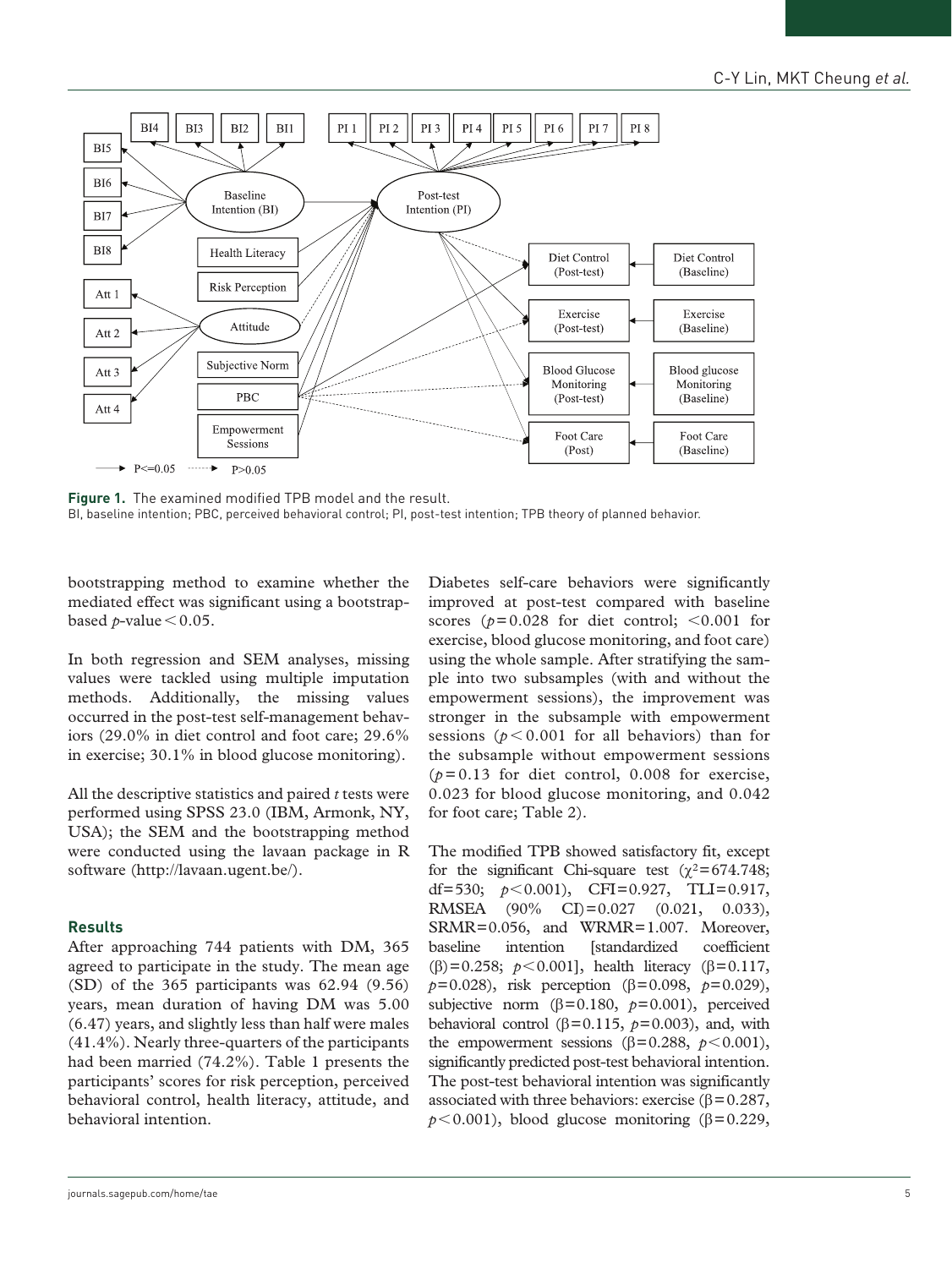Figure 1. The examined modified TPB model and the result.
BI, baseline intention; PBC, perceived behavioral control; PI, post-test intention; TPB theory of planned behavior.

bootstrapping method to examine whether the mediated effect was significant using a bootstrap-based $p$-value $< 0.05$.

In both regression and SEM analyses, missing values were tackled using multiple imputation methods. Additionally, the missing values occurred in the post-test self-management behaviors (29.0% in diet control and foot care; 29.6% in exercise; 30.1% in blood glucose monitoring).

All the descriptive statistics and paired $t$ tests were performed using SPSS 23.0 (IBM, Armonk, NY, USA); the SEM and the bootstrapping method were conducted using the lavaan package in R software (http://lavaan.ugent.be/).

## Results

After approaching 744 patients with DM, 365 agreed to participate in the study. The mean age (SD) of the 365 participants was 62.94 (9.56) years, mean duration of having DM was 5.00 (6.47) years, and slightly less than half were males (41.4%). Nearly three-quarters of the participants had been married (74.2%). Table 1 presents the participants' scores for risk perception, perceived behavioral control, health literacy, attitude, and behavioral intention.

Diabetes self-care behaviors were significantly improved at post-test compared with baseline scores ($p = 0.028$ for diet control; $< 0.001$ for exercise, blood glucose monitoring, and foot care) using the whole sample. After stratifying the sample into two subsamples (with and without the empowerment sessions), the improvement was stronger in the subsample with empowerment sessions ($p < 0.001$ for all behaviors) than for the subsample without empowerment sessions ($p = 0.13$ for diet control, 0.008 for exercise, 0.023 for blood glucose monitoring, and 0.042 for foot care; Table 2).

The modified TPB showed satisfactory fit, except for the significant Chi-square test ($\chi^2 = 674.748$; df = 530; $p < 0.001$), CFI = 0.927, TLI = 0.917, RMSEA (90% CI) = 0.027 (0.021, 0.033), SRMR = 0.056, and WRMR = 1.007. Moreover, baseline intention [standardized coefficient ($\beta$) = 0.258; $p < 0.001$], health literacy ($\beta = 0.117$, $p = 0.028$), risk perception ($\beta = 0.098$, $p = 0.029$), subjective norm ($\beta = 0.180$, $p = 0.001$), perceived behavioral control ($\beta = 0.115$, $p = 0.003$), and, with the empowerment sessions ($\beta = 0.288$, $p < 0.001$), significantly predicted post-test behavioral intention. The post-test behavioral intention was significantly associated with three behaviors: exercise ($\beta = 0.287$, $p < 0.001$), blood glucose monitoring ($\beta = 0.229$,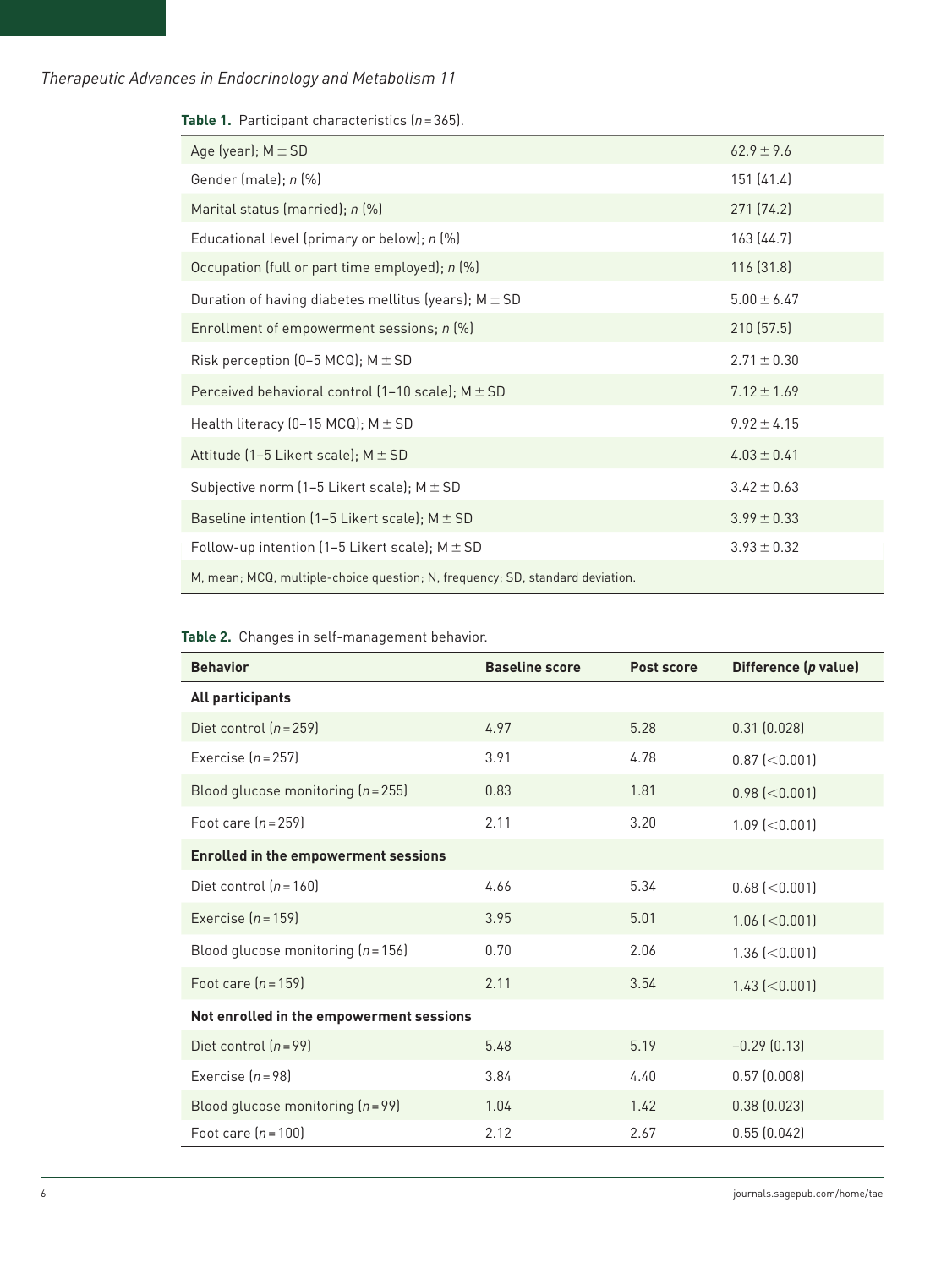**Table 1.** Participant characteristics ($n = 365$).

| Characteristic | Value |
|---|---|
| Age (year); M ± SD | 62.9 ± 9.6 |
| Gender (male); *n* (%) | 151 (41.4) |
| Marital status (married); *n* (%) | 271 (74.2) |
| Educational level (primary or below); *n* (%) | 163 (44.7) |
| Occupation (full or part time employed); *n* (%) | 116 (31.8) |
| Duration of having diabetes mellitus (years); M ± SD | 5.00 ± 6.47 |
| Enrollment of empowerment sessions; *n* (%) | 210 (57.5) |
| Risk perception (0–5 MCQ); M ± SD | 2.71 ± 0.30 |
| Perceived behavioral control (1–10 scale); M ± SD | 7.12 ± 1.69 |
| Health literacy (0–15 MCQ); M ± SD | 9.92 ± 4.15 |
| Attitude (1–5 Likert scale); M ± SD | 4.03 ± 0.41 |
| Subjective norm (1–5 Likert scale); M ± SD | 3.42 ± 0.63 |
| Baseline intention (1–5 Likert scale); M ± SD | 3.99 ± 0.33 |
| Follow-up intention (1–5 Likert scale); M ± SD | 3.93 ± 0.32 |

M, mean; MCQ, multiple-choice question; N, frequency; SD, standard deviation.

**Table 2.** Changes in self-management behavior.

| Behavior | Baseline score | Post score | Difference (*p* value) |
|---|---|---|---|
| **All participants** | | | |
| Diet control ($n = 259$) | 4.97 | 5.28 | 0.31 (0.028) |
| Exercise ($n = 257$) | 3.91 | 4.78 | 0.87 (<0.001) |
| Blood glucose monitoring ($n = 255$) | 0.83 | 1.81 | 0.98 (<0.001) |
| Foot care ($n = 259$) | 2.11 | 3.20 | 1.09 (<0.001) |
| **Enrolled in the empowerment sessions** | | | |
| Diet control ($n = 160$) | 4.66 | 5.34 | 0.68 (<0.001) |
| Exercise ($n = 159$) | 3.95 | 5.01 | 1.06 (<0.001) |
| Blood glucose monitoring ($n = 156$) | 0.70 | 2.06 | 1.36 (<0.001) |
| Foot care ($n = 159$) | 2.11 | 3.54 | 1.43 (<0.001) |
| **Not enrolled in the empowerment sessions** | | | |
| Diet control ($n = 99$) | 5.48 | 5.19 | −0.29 (0.13) |
| Exercise ($n = 98$) | 3.84 | 4.40 | 0.57 (0.008) |
| Blood glucose monitoring ($n = 99$) | 1.04 | 1.42 | 0.38 (0.023) |
| Foot care ($n = 100$) | 2.12 | 2.67 | 0.55 (0.042) |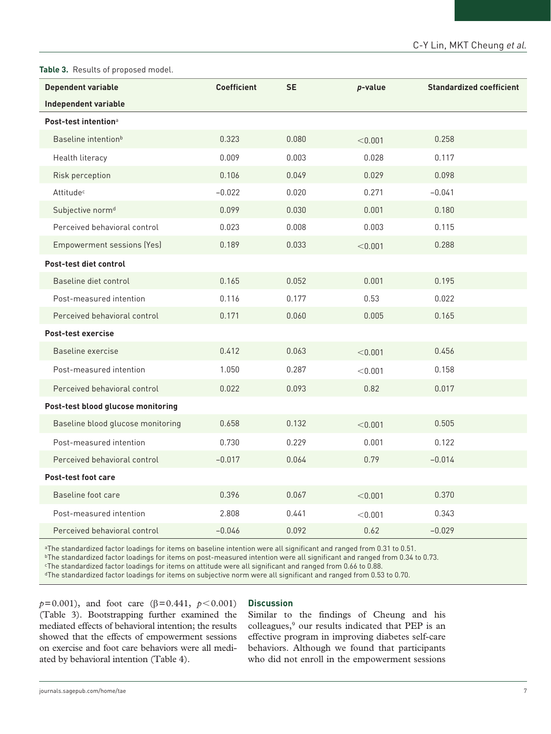**Table 3.** Results of proposed model.

| Dependent variable<br>Independent variable | Coefficient | SE | *p*-value | Standardized coefficient |
|---|---|---|---|---|
| **Post-test intention**[a] | | | | |
| Baseline intention[b] | 0.323 | 0.080 | <0.001 | 0.258 |
| Health literacy | 0.009 | 0.003 | 0.028 | 0.117 |
| Risk perception | 0.106 | 0.049 | 0.029 | 0.098 |
| Attitude[c] | −0.022 | 0.020 | 0.271 | −0.041 |
| Subjective norm[d] | 0.099 | 0.030 | 0.001 | 0.180 |
| Perceived behavioral control | 0.023 | 0.008 | 0.003 | 0.115 |
| Empowerment sessions (Yes) | 0.189 | 0.033 | <0.001 | 0.288 |
| **Post-test diet control** | | | | |
| Baseline diet control | 0.165 | 0.052 | 0.001 | 0.195 |
| Post-measured intention | 0.116 | 0.177 | 0.53 | 0.022 |
| Perceived behavioral control | 0.171 | 0.060 | 0.005 | 0.165 |
| **Post-test exercise** | | | | |
| Baseline exercise | 0.412 | 0.063 | <0.001 | 0.456 |
| Post-measured intention | 1.050 | 0.287 | <0.001 | 0.158 |
| Perceived behavioral control | 0.022 | 0.093 | 0.82 | 0.017 |
| **Post-test blood glucose monitoring** | | | | |
| Baseline blood glucose monitoring | 0.658 | 0.132 | <0.001 | 0.505 |
| Post-measured intention | 0.730 | 0.229 | 0.001 | 0.122 |
| Perceived behavioral control | −0.017 | 0.064 | 0.79 | −0.014 |
| **Post-test foot care** | | | | |
| Baseline foot care | 0.396 | 0.067 | <0.001 | 0.370 |
| Post-measured intention | 2.808 | 0.441 | <0.001 | 0.343 |
| Perceived behavioral control | −0.046 | 0.092 | 0.62 | −0.029 |

[a]The standardized factor loadings for items on baseline intention were all significant and ranged from 0.31 to 0.51.
[b]The standardized factor loadings for items on post-measured intention were all significant and ranged from 0.34 to 0.73.
[c]The standardized factor loadings for items on attitude were all significant and ranged from 0.66 to 0.88.
[d]The standardized factor loadings for items on subjective norm were all significant and ranged from 0.53 to 0.70.

$p = 0.001$), and foot care ($\beta = 0.441$, $p < 0.001$) (Table 3). Bootstrapping further examined the mediated effects of behavioral intention; the results showed that the effects of empowerment sessions on exercise and foot care behaviors were all mediated by behavioral intention (Table 4).

## Discussion

Similar to the findings of Cheung and his colleagues,[9] our results indicated that PEP is an effective program in improving diabetes self-care behaviors. Although we found that participants who did not enroll in the empowerment sessions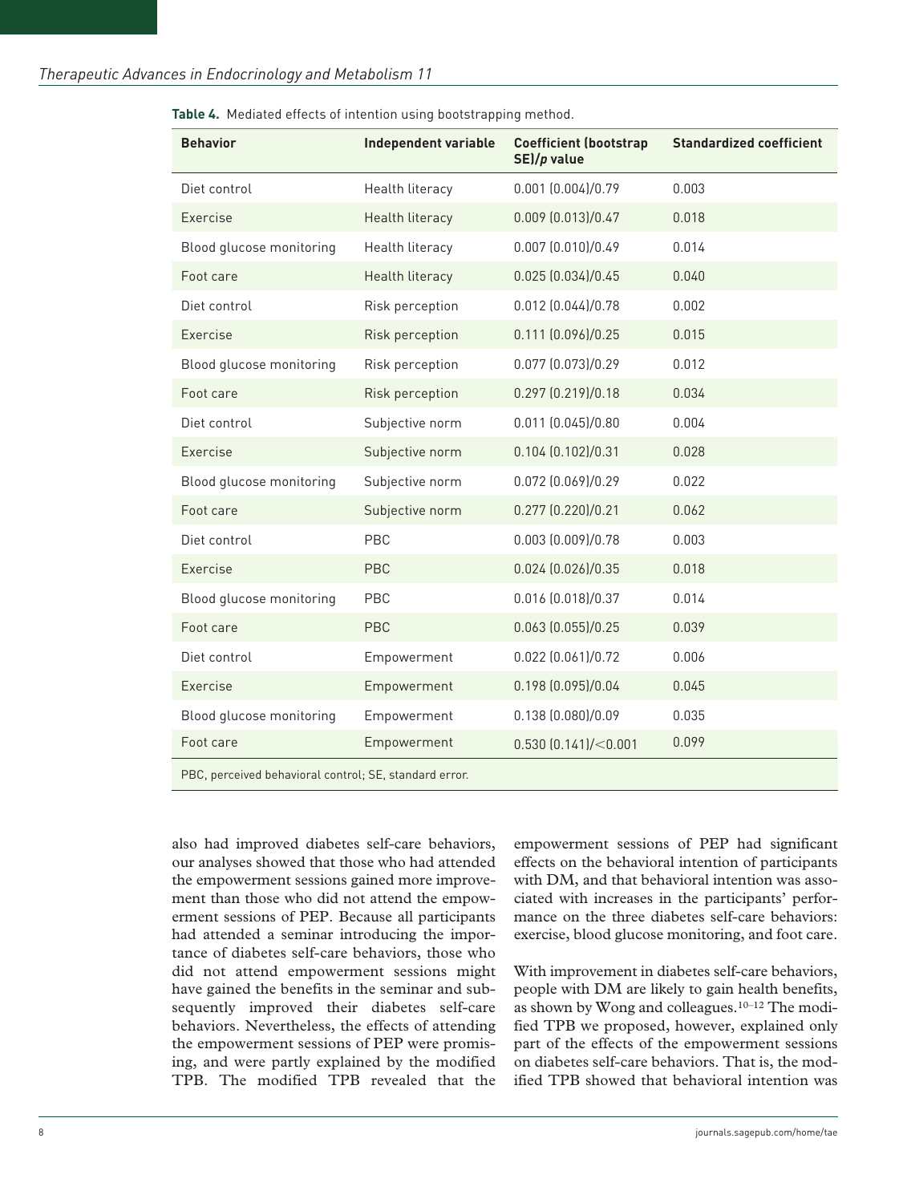**Table 4.** Mediated effects of intention using bootstrapping method.

| Behavior | Independent variable | Coefficient (bootstrap SE)/*p* value | Standardized coefficient |
|---|---|---|---|
| Diet control | Health literacy | 0.001 (0.004)/0.79 | 0.003 |
| Exercise | Health literacy | 0.009 (0.013)/0.47 | 0.018 |
| Blood glucose monitoring | Health literacy | 0.007 (0.010)/0.49 | 0.014 |
| Foot care | Health literacy | 0.025 (0.034)/0.45 | 0.040 |
| Diet control | Risk perception | 0.012 (0.044)/0.78 | 0.002 |
| Exercise | Risk perception | 0.111 (0.096)/0.25 | 0.015 |
| Blood glucose monitoring | Risk perception | 0.077 (0.073)/0.29 | 0.012 |
| Foot care | Risk perception | 0.297 (0.219)/0.18 | 0.034 |
| Diet control | Subjective norm | 0.011 (0.045)/0.80 | 0.004 |
| Exercise | Subjective norm | 0.104 (0.102)/0.31 | 0.028 |
| Blood glucose monitoring | Subjective norm | 0.072 (0.069)/0.29 | 0.022 |
| Foot care | Subjective norm | 0.277 (0.220)/0.21 | 0.062 |
| Diet control | PBC | 0.003 (0.009)/0.78 | 0.003 |
| Exercise | PBC | 0.024 (0.026)/0.35 | 0.018 |
| Blood glucose monitoring | PBC | 0.016 (0.018)/0.37 | 0.014 |
| Foot care | PBC | 0.063 (0.055)/0.25 | 0.039 |
| Diet control | Empowerment | 0.022 (0.061)/0.72 | 0.006 |
| Exercise | Empowerment | 0.198 (0.095)/0.04 | 0.045 |
| Blood glucose monitoring | Empowerment | 0.138 (0.080)/0.09 | 0.035 |
| Foot care | Empowerment | 0.530 (0.141)/$<$0.001 | 0.099 |

PBC, perceived behavioral control; SE, standard error.

also had improved diabetes self-care behaviors, our analyses showed that those who had attended the empowerment sessions gained more improvement than those who did not attend the empowerment sessions of PEP. Because all participants had attended a seminar introducing the importance of diabetes self-care behaviors, those who did not attend empowerment sessions might have gained the benefits in the seminar and subsequently improved their diabetes self-care behaviors. Nevertheless, the effects of attending the empowerment sessions of PEP were promising, and were partly explained by the modified TPB. The modified TPB revealed that the empowerment sessions of PEP had significant effects on the behavioral intention of participants with DM, and that behavioral intention was associated with increases in the participants' performance on the three diabetes self-care behaviors: exercise, blood glucose monitoring, and foot care.

With improvement in diabetes self-care behaviors, people with DM are likely to gain health benefits, as shown by Wong and colleagues.[10–12] The modified TPB we proposed, however, explained only part of the effects of the empowerment sessions on diabetes self-care behaviors. That is, the modified TPB showed that behavioral intention was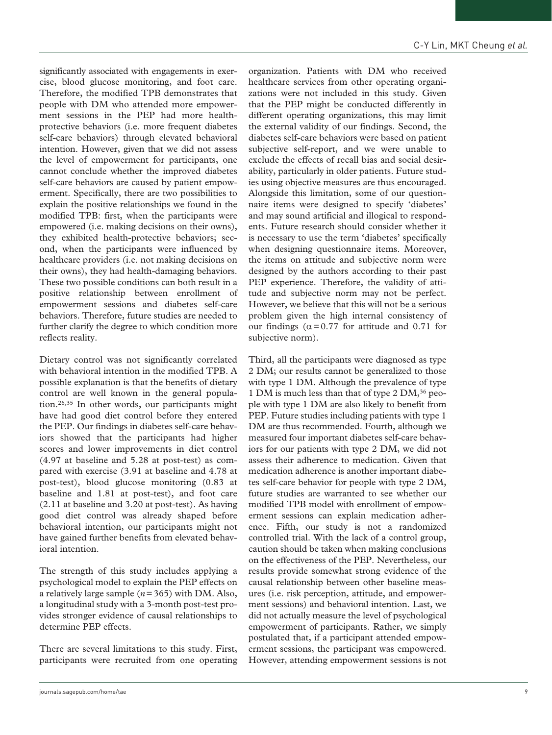significantly associated with engagements in exercise, blood glucose monitoring, and foot care. Therefore, the modified TPB demonstrates that people with DM who attended more empowerment sessions in the PEP had more health-protective behaviors (i.e. more frequent diabetes self-care behaviors) through elevated behavioral intention. However, given that we did not assess the level of empowerment for participants, one cannot conclude whether the improved diabetes self-care behaviors are caused by patient empowerment. Specifically, there are two possibilities to explain the positive relationships we found in the modified TPB: first, when the participants were empowered (i.e. making decisions on their owns), they exhibited health-protective behaviors; second, when the participants were influenced by healthcare providers (i.e. not making decisions on their owns), they had health-damaging behaviors. These two possible conditions can both result in a positive relationship between enrollment of empowerment sessions and diabetes self-care behaviors. Therefore, future studies are needed to further clarify the degree to which condition more reflects reality.

Dietary control was not significantly correlated with behavioral intention in the modified TPB. A possible explanation is that the benefits of dietary control are well known in the general population.[26,35] In other words, our participants might have had good diet control before they entered the PEP. Our findings in diabetes self-care behaviors showed that the participants had higher scores and lower improvements in diet control (4.97 at baseline and 5.28 at post-test) as compared with exercise (3.91 at baseline and 4.78 at post-test), blood glucose monitoring (0.83 at baseline and 1.81 at post-test), and foot care (2.11 at baseline and 3.20 at post-test). As having good diet control was already shaped before behavioral intention, our participants might not have gained further benefits from elevated behavioral intention.

The strength of this study includes applying a psychological model to explain the PEP effects on a relatively large sample ($n = 365$) with DM. Also, a longitudinal study with a 3-month post-test provides stronger evidence of causal relationships to determine PEP effects.

There are several limitations to this study. First, participants were recruited from one operating organization. Patients with DM who received healthcare services from other operating organizations were not included in this study. Given that the PEP might be conducted differently in different operating organizations, this may limit the external validity of our findings. Second, the diabetes self-care behaviors were based on patient subjective self-report, and we were unable to exclude the effects of recall bias and social desirability, particularly in older patients. Future studies using objective measures are thus encouraged. Alongside this limitation, some of our questionnaire items were designed to specify 'diabetes' and may sound artificial and illogical to respondents. Future research should consider whether it is necessary to use the term 'diabetes' specifically when designing questionnaire items. Moreover, the items on attitude and subjective norm were designed by the authors according to their past PEP experience. Therefore, the validity of attitude and subjective norm may not be perfect. However, we believe that this will not be a serious problem given the high internal consistency of our findings ($\alpha = 0.77$ for attitude and 0.71 for subjective norm).

Third, all the participants were diagnosed as type 2 DM; our results cannot be generalized to those with type 1 DM. Although the prevalence of type 1 DM is much less than that of type 2 DM,[36] people with type 1 DM are also likely to benefit from PEP. Future studies including patients with type 1 DM are thus recommended. Fourth, although we measured four important diabetes self-care behaviors for our patients with type 2 DM, we did not assess their adherence to medication. Given that medication adherence is another important diabetes self-care behavior for people with type 2 DM, future studies are warranted to see whether our modified TPB model with enrollment of empowerment sessions can explain medication adherence. Fifth, our study is not a randomized controlled trial. With the lack of a control group, caution should be taken when making conclusions on the effectiveness of the PEP. Nevertheless, our results provide somewhat strong evidence of the causal relationship between other baseline measures (i.e. risk perception, attitude, and empowerment sessions) and behavioral intention. Last, we did not actually measure the level of psychological empowerment of participants. Rather, we simply postulated that, if a participant attended empowerment sessions, the participant was empowered. However, attending empowerment sessions is not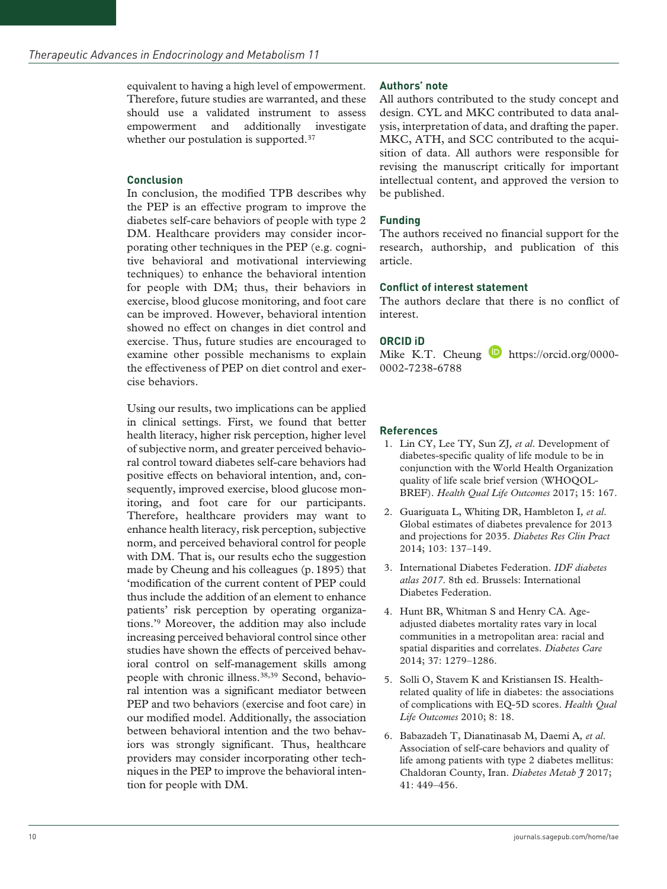equivalent to having a high level of empowerment. Therefore, future studies are warranted, and these should use a validated instrument to assess empowerment and additionally investigate whether our postulation is supported.[37]

## Conclusion

In conclusion, the modified TPB describes why the PEP is an effective program to improve the diabetes self-care behaviors of people with type 2 DM. Healthcare providers may consider incorporating other techniques in the PEP (e.g. cognitive behavioral and motivational interviewing techniques) to enhance the behavioral intention for people with DM; thus, their behaviors in exercise, blood glucose monitoring, and foot care can be improved. However, behavioral intention showed no effect on changes in diet control and exercise. Thus, future studies are encouraged to examine other possible mechanisms to explain the effectiveness of PEP on diet control and exercise behaviors.

Using our results, two implications can be applied in clinical settings. First, we found that better health literacy, higher risk perception, higher level of subjective norm, and greater perceived behavioral control toward diabetes self-care behaviors had positive effects on behavioral intention, and, consequently, improved exercise, blood glucose monitoring, and foot care for our participants. Therefore, healthcare providers may want to enhance health literacy, risk perception, subjective norm, and perceived behavioral control for people with DM. That is, our results echo the suggestion made by Cheung and his colleagues (p. 1895) that 'modification of the current content of PEP could thus include the addition of an element to enhance patients' risk perception by operating organizations.'[9] Moreover, the addition may also include increasing perceived behavioral control since other studies have shown the effects of perceived behavioral control on self-management skills among people with chronic illness.[38,39] Second, behavioral intention was a significant mediator between PEP and two behaviors (exercise and foot care) in our modified model. Additionally, the association between behavioral intention and the two behaviors was strongly significant. Thus, healthcare providers may consider incorporating other techniques in the PEP to improve the behavioral intention for people with DM.

## Authors' note

All authors contributed to the study concept and design. CYL and MKC contributed to data analysis, interpretation of data, and drafting the paper. MKC, ATH, and SCC contributed to the acquisition of data. All authors were responsible for revising the manuscript critically for important intellectual content, and approved the version to be published.

## Funding

The authors received no financial support for the research, authorship, and publication of this article.

## Conflict of interest statement

The authors declare that there is no conflict of interest.

## ORCID iD

Mike K.T. Cheung https://orcid.org/0000-0002-7238-6788

## References

1. Lin CY, Lee TY, Sun ZJ, *et al*. Development of diabetes-specific quality of life module to be in conjunction with the World Health Organization quality of life scale brief version (WHOQOL-BREF). *Health Qual Life Outcomes* 2017; 15: 167.
2. Guariguata L, Whiting DR, Hambleton I, *et al*. Global estimates of diabetes prevalence for 2013 and projections for 2035. *Diabetes Res Clin Pract* 2014; 103: 137–149.
3. International Diabetes Federation. *IDF diabetes atlas 2017*. 8th ed. Brussels: International Diabetes Federation.
4. Hunt BR, Whitman S and Henry CA. Age-adjusted diabetes mortality rates vary in local communities in a metropolitan area: racial and spatial disparities and correlates. *Diabetes Care* 2014; 37: 1279–1286.
5. Solli O, Stavem K and Kristiansen IS. Health-related quality of life in diabetes: the associations of complications with EQ-5D scores. *Health Qual Life Outcomes* 2010; 8: 18.
6. Babazadeh T, Dianatinasab M, Daemi A, *et al*. Association of self-care behaviors and quality of life among patients with type 2 diabetes mellitus: Chaldoran County, Iran. *Diabetes Metab J* 2017; 41: 449–456.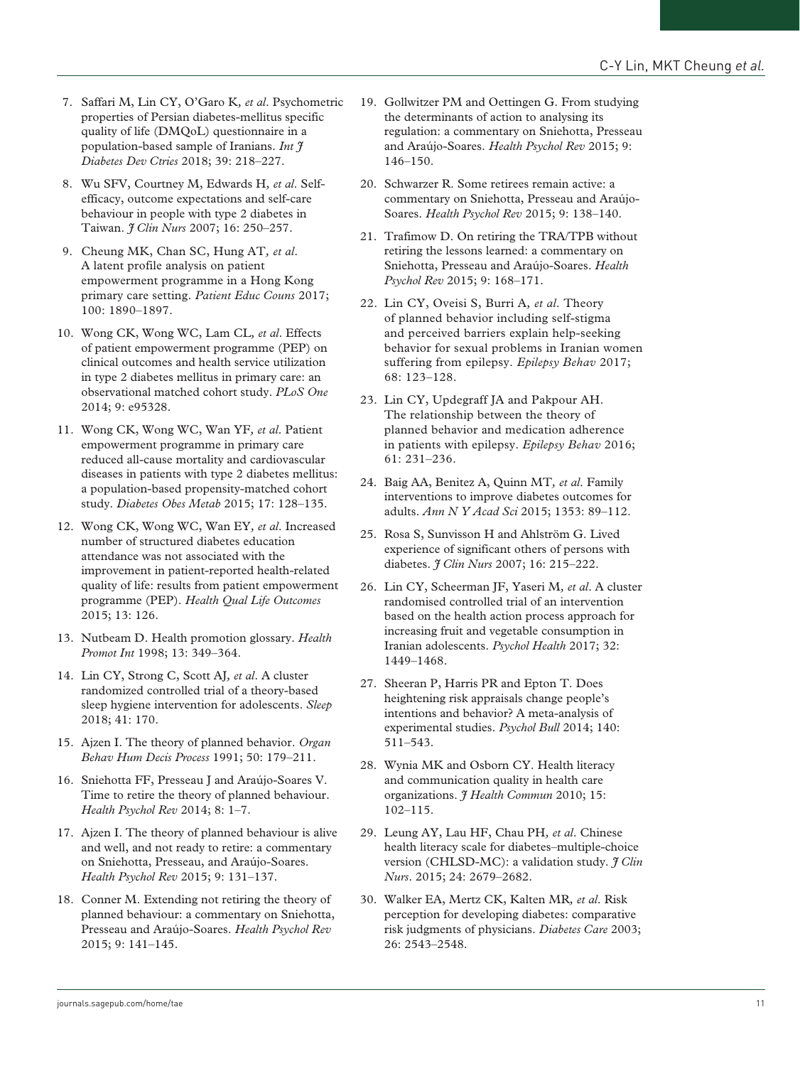7. Saffari M, Lin CY, O'Garo K, *et al*. Psychometric properties of Persian diabetes-mellitus specific quality of life (DMQoL) questionnaire in a population-based sample of Iranians. *Int J Diabetes Dev Ctries* 2018; 39: 218–227.

8. Wu SFV, Courtney M, Edwards H, *et al*. Self-efficacy, outcome expectations and self-care behaviour in people with type 2 diabetes in Taiwan. *J Clin Nurs* 2007; 16: 250–257.

9. Cheung MK, Chan SC, Hung AT, *et al*. A latent profile analysis on patient empowerment programme in a Hong Kong primary care setting. *Patient Educ Couns* 2017; 100: 1890–1897.

10. Wong CK, Wong WC, Lam CL, *et al*. Effects of patient empowerment programme (PEP) on clinical outcomes and health service utilization in type 2 diabetes mellitus in primary care: an observational matched cohort study. *PLoS One* 2014; 9: e95328.

11. Wong CK, Wong WC, Wan YF, *et al*. Patient empowerment programme in primary care reduced all-cause mortality and cardiovascular diseases in patients with type 2 diabetes mellitus: a population-based propensity-matched cohort study. *Diabetes Obes Metab* 2015; 17: 128–135.

12. Wong CK, Wong WC, Wan EY, *et al*. Increased number of structured diabetes education attendance was not associated with the improvement in patient-reported health-related quality of life: results from patient empowerment programme (PEP). *Health Qual Life Outcomes* 2015; 13: 126.

13. Nutbeam D. Health promotion glossary. *Health Promot Int* 1998; 13: 349–364.

14. Lin CY, Strong C, Scott AJ, *et al*. A cluster randomized controlled trial of a theory-based sleep hygiene intervention for adolescents. *Sleep* 2018; 41: 170.

15. Ajzen I. The theory of planned behavior. *Organ Behav Hum Decis Process* 1991; 50: 179–211.

16. Sniehotta FF, Presseau J and Araújo-Soares V. Time to retire the theory of planned behaviour. *Health Psychol Rev* 2014; 8: 1–7.

17. Ajzen I. The theory of planned behaviour is alive and well, and not ready to retire: a commentary on Sniehotta, Presseau, and Araújo-Soares. *Health Psychol Rev* 2015; 9: 131–137.

18. Conner M. Extending not retiring the theory of planned behaviour: a commentary on Sniehotta, Presseau and Araújo-Soares. *Health Psychol Rev* 2015; 9: 141–145.

19. Gollwitzer PM and Oettingen G. From studying the determinants of action to analysing its regulation: a commentary on Sniehotta, Presseau and Araújo-Soares. *Health Psychol Rev* 2015; 9: 146–150.

20. Schwarzer R. Some retirees remain active: a commentary on Sniehotta, Presseau and Araújo-Soares. *Health Psychol Rev* 2015; 9: 138–140.

21. Trafimow D. On retiring the TRA/TPB without retiring the lessons learned: a commentary on Sniehotta, Presseau and Araújo-Soares. *Health Psychol Rev* 2015; 9: 168–171.

22. Lin CY, Oveisi S, Burri A, *et al*. Theory of planned behavior including self-stigma and perceived barriers explain help-seeking behavior for sexual problems in Iranian women suffering from epilepsy. *Epilepsy Behav* 2017; 68: 123–128.

23. Lin CY, Updegraff JA and Pakpour AH. The relationship between the theory of planned behavior and medication adherence in patients with epilepsy. *Epilepsy Behav* 2016; 61: 231–236.

24. Baig AA, Benitez A, Quinn MT, *et al*. Family interventions to improve diabetes outcomes for adults. *Ann N Y Acad Sci* 2015; 1353: 89–112.

25. Rosa S, Sunvisson H and Ahlström G. Lived experience of significant others of persons with diabetes. *J Clin Nurs* 2007; 16: 215–222.

26. Lin CY, Scheerman JF, Yaseri M, *et al*. A cluster randomised controlled trial of an intervention based on the health action process approach for increasing fruit and vegetable consumption in Iranian adolescents. *Psychol Health* 2017; 32: 1449–1468.

27. Sheeran P, Harris PR and Epton T. Does heightening risk appraisals change people's intentions and behavior? A meta-analysis of experimental studies. *Psychol Bull* 2014; 140: 511–543.

28. Wynia MK and Osborn CY. Health literacy and communication quality in health care organizations. *J Health Commun* 2010; 15: 102–115.

29. Leung AY, Lau HF, Chau PH, *et al*. Chinese health literacy scale for diabetes–multiple-choice version (CHLSD-MC): a validation study. *J Clin Nurs*. 2015; 24: 2679–2682.

30. Walker EA, Mertz CK, Kalten MR, *et al*. Risk perception for developing diabetes: comparative risk judgments of physicians. *Diabetes Care* 2003; 26: 2543–2548.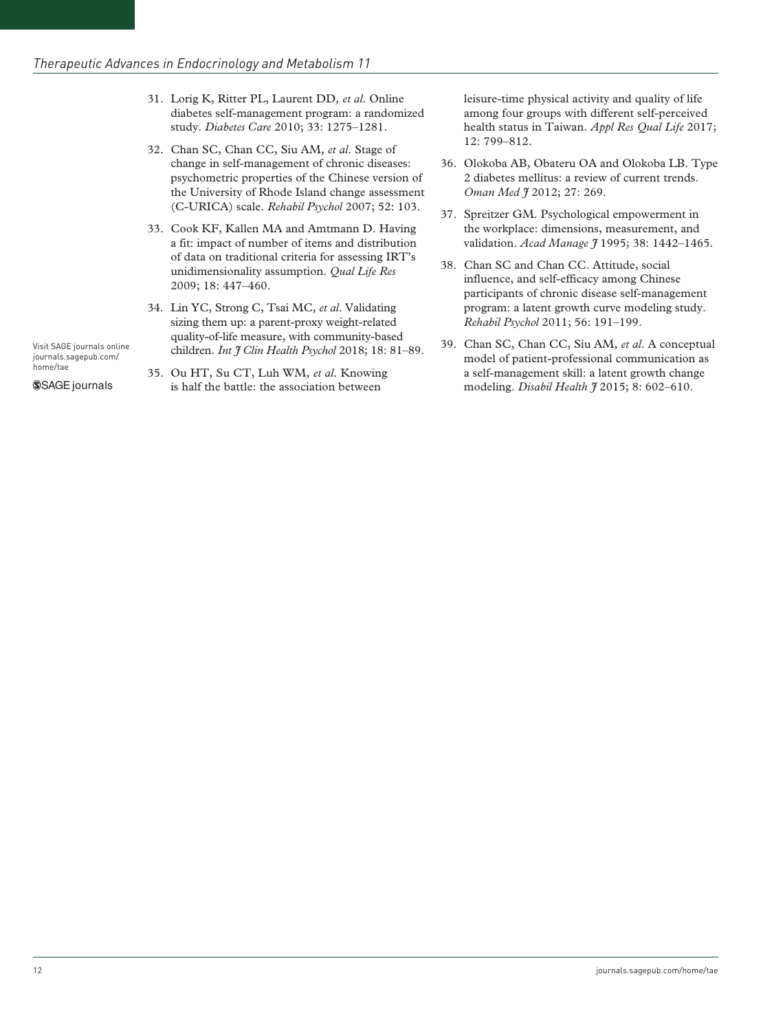31. Lorig K, Ritter PL, Laurent DD, *et al.* Online diabetes self-management program: a randomized study. *Diabetes Care* 2010; 33: 1275–1281.

32. Chan SC, Chan CC, Siu AM, *et al.* Stage of change in self-management of chronic diseases: psychometric properties of the Chinese version of the University of Rhode Island change assessment (C-URICA) scale. *Rehabil Psychol* 2007; 52: 103.

33. Cook KF, Kallen MA and Amtmann D. Having a fit: impact of number of items and distribution of data on traditional criteria for assessing IRT's unidimensionality assumption. *Qual Life Res* 2009; 18: 447–460.

34. Lin YC, Strong C, Tsai MC, *et al.* Validating sizing them up: a parent-proxy weight-related quality-of-life measure, with community-based children. *Int J Clin Health Psychol* 2018; 18: 81–89.

35. Ou HT, Su CT, Luh WM, *et al.* Knowing is half the battle: the association between leisure-time physical activity and quality of life among four groups with different self-perceived health status in Taiwan. *Appl Res Qual Life* 2017; 12: 799–812.

36. Olokoba AB, Obateru OA and Olokoba LB. Type 2 diabetes mellitus: a review of current trends. *Oman Med J* 2012; 27: 269.

37. Spreitzer GM. Psychological empowerment in the workplace: dimensions, measurement, and validation. *Acad Manage J* 1995; 38: 1442–1465.

38. Chan SC and Chan CC. Attitude, social influence, and self-efficacy among Chinese participants of chronic disease self-management program: a latent growth curve modeling study. *Rehabil Psychol* 2011; 56: 191–199.

39. Chan SC, Chan CC, Siu AM, *et al.* A conceptual model of patient-professional communication as a self-management skill: a latent growth change modeling. *Disabil Health J* 2015; 8: 602–610.

Visit SAGE journals online journals.sagepub.com/home/tae

SAGE journals